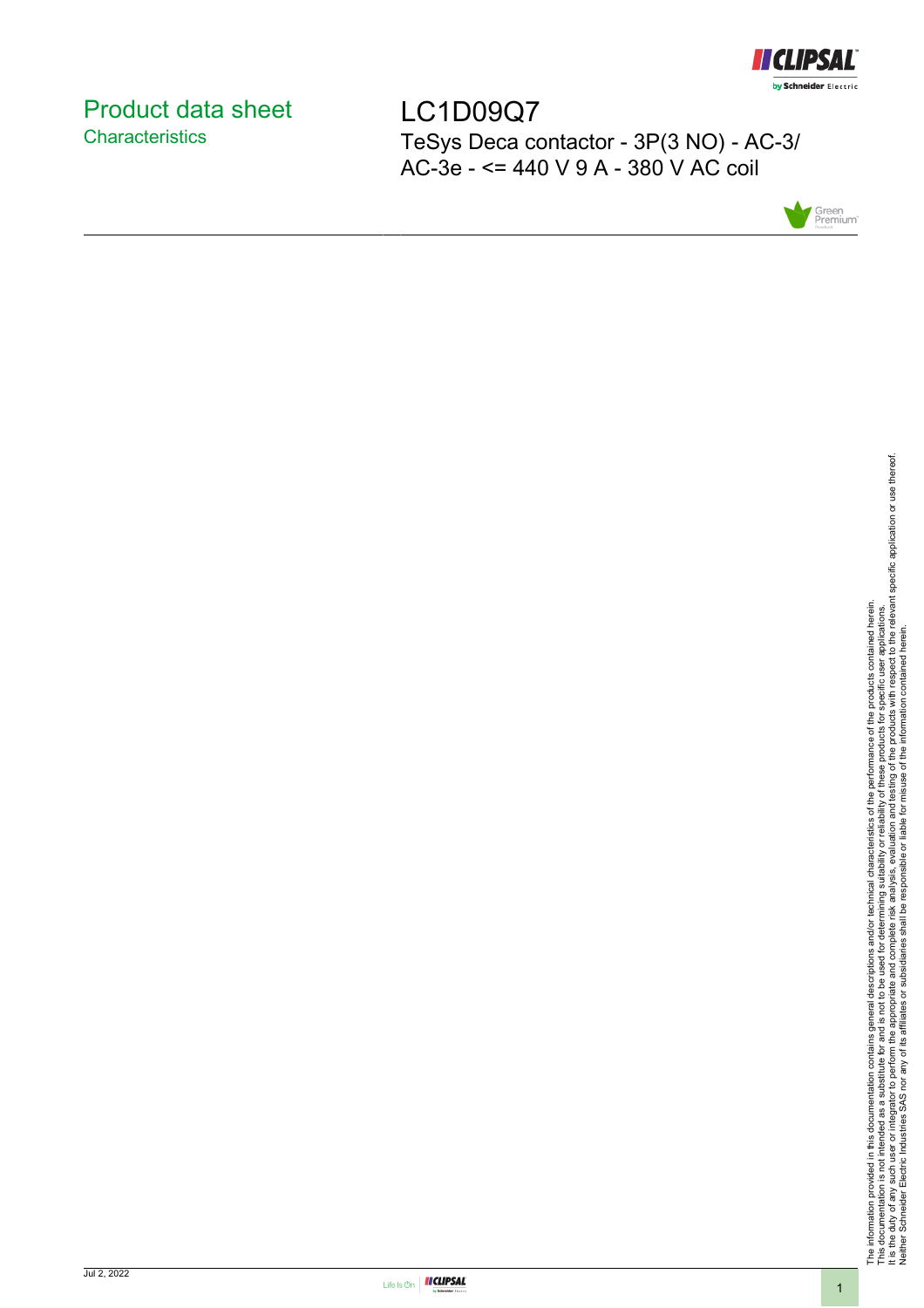# Product data sheet

## Characteristics

# LC1D09Q7

TeSys Deca contactor - 3P(3 NO) - AC-3/ AC-3e - <= 440 V 9 A - 380 V AC coil

The information provided in this documentation contains general descriptions and/or technical characteristics of the performance of the products contained herein.
This documentation is not intended as a substitute for and is not to be used for determining suitability or reliability of these products for specific user applications.
It is the duty of any such user or integrator to perform the appropriate and complete risk analysis, evaluation and testing of the products with respect to the relevant specific application or use thereof.
Neither Schneider Electric Industries SAS nor any of its affiliates or subsidiaries shall be responsible or liable for misuse of the information contained herein.

Jul 2, 2022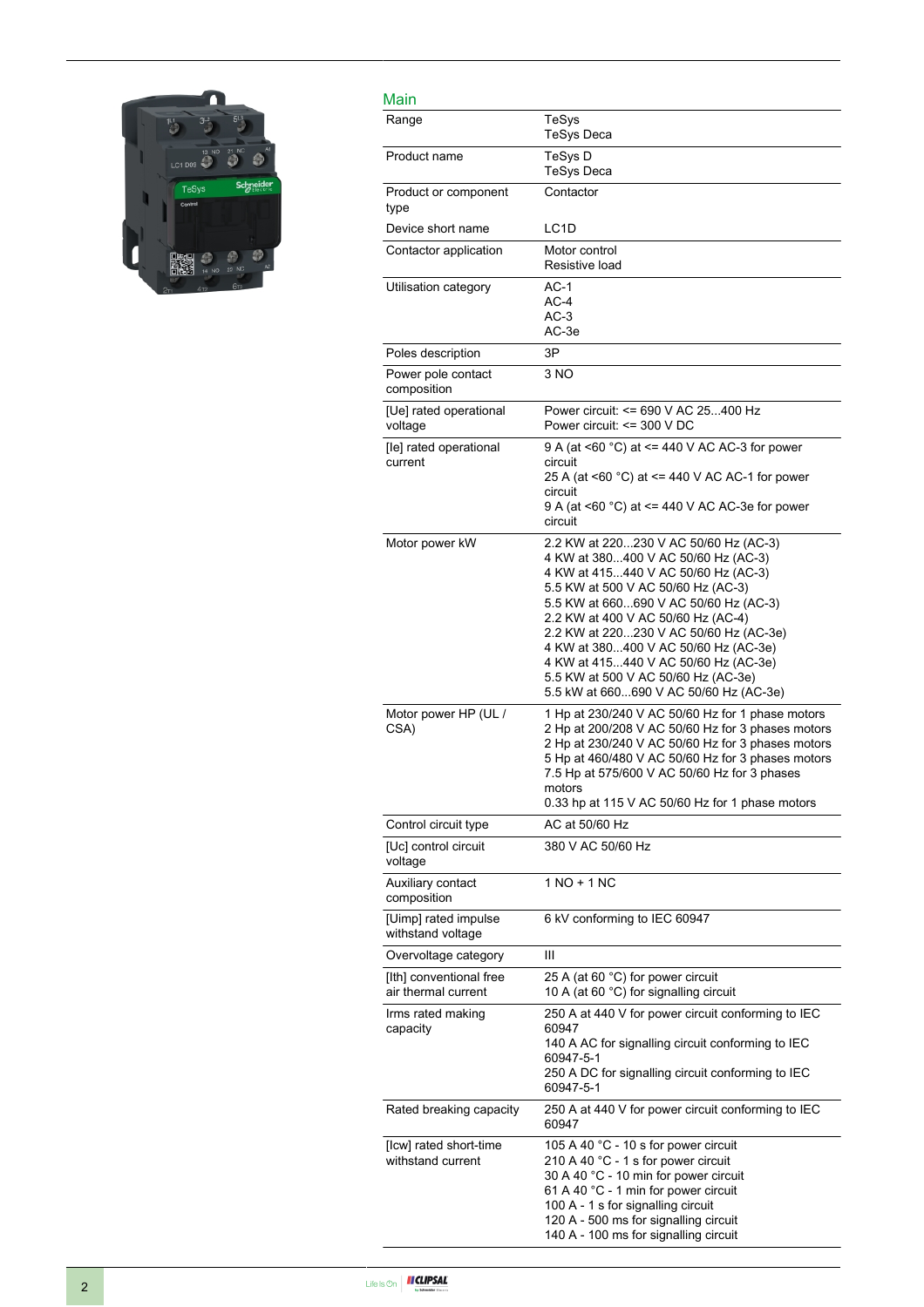## Main

| | |
|---|---|
| Range | TeSys<br>TeSys Deca |
| Product name | TeSys D<br>TeSys Deca |
| Product or component type | Contactor |
| Device short name | LC1D |
| Contactor application | Motor control<br>Resistive load |
| Utilisation category | AC-1<br>AC-4<br>AC-3<br>AC-3e |
| Poles description | 3P |
| Power pole contact composition | 3 NO |
| [Ue] rated operational voltage | Power circuit: <= 690 V AC 25...400 Hz<br>Power circuit: <= 300 V DC |
| [Ie] rated operational current | 9 A (at <60 °C) at <= 440 V AC AC-3 for power circuit<br>25 A (at <60 °C) at <= 440 V AC AC-1 for power circuit<br>9 A (at <60 °C) at <= 440 V AC AC-3e for power circuit |
| Motor power kW | 2.2 KW at 220...230 V AC 50/60 Hz (AC-3)<br>4 KW at 380...400 V AC 50/60 Hz (AC-3)<br>4 KW at 415...440 V AC 50/60 Hz (AC-3)<br>5.5 KW at 500 V AC 50/60 Hz (AC-3)<br>5.5 KW at 660...690 V AC 50/60 Hz (AC-3)<br>2.2 KW at 400 V AC 50/60 Hz (AC-4)<br>2.2 KW at 220...230 V AC 50/60 Hz (AC-3e)<br>4 KW at 380...400 V AC 50/60 Hz (AC-3e)<br>4 KW at 415...440 V AC 50/60 Hz (AC-3e)<br>5.5 KW at 500 V AC 50/60 Hz (AC-3e)<br>5.5 kW at 660...690 V AC 50/60 Hz (AC-3e) |
| Motor power HP (UL / CSA) | 1 Hp at 230/240 V AC 50/60 Hz for 1 phase motors<br>2 Hp at 200/208 V AC 50/60 Hz for 3 phases motors<br>2 Hp at 230/240 V AC 50/60 Hz for 3 phases motors<br>5 Hp at 460/480 V AC 50/60 Hz for 3 phases motors<br>7.5 Hp at 575/600 V AC 50/60 Hz for 3 phases motors<br>0.33 hp at 115 V AC 50/60 Hz for 1 phase motors |
| Control circuit type | AC at 50/60 Hz |
| [Uc] control circuit voltage | 380 V AC 50/60 Hz |
| Auxiliary contact composition | 1 NO + 1 NC |
| [Uimp] rated impulse withstand voltage | 6 kV conforming to IEC 60947 |
| Overvoltage category | III |
| [Ith] conventional free air thermal current | 25 A (at 60 °C) for power circuit<br>10 A (at 60 °C) for signalling circuit |
| Irms rated making capacity | 250 A at 440 V for power circuit conforming to IEC 60947<br>140 A AC for signalling circuit conforming to IEC 60947-5-1<br>250 A DC for signalling circuit conforming to IEC 60947-5-1 |
| Rated breaking capacity | 250 A at 440 V for power circuit conforming to IEC 60947 |
| [Icw] rated short-time withstand current | 105 A 40 °C - 10 s for power circuit<br>210 A 40 °C - 1 s for power circuit<br>30 A 40 °C - 10 min for power circuit<br>61 A 40 °C - 1 min for power circuit<br>100 A - 1 s for signalling circuit<br>120 A - 500 ms for signalling circuit<br>140 A - 100 ms for signalling circuit |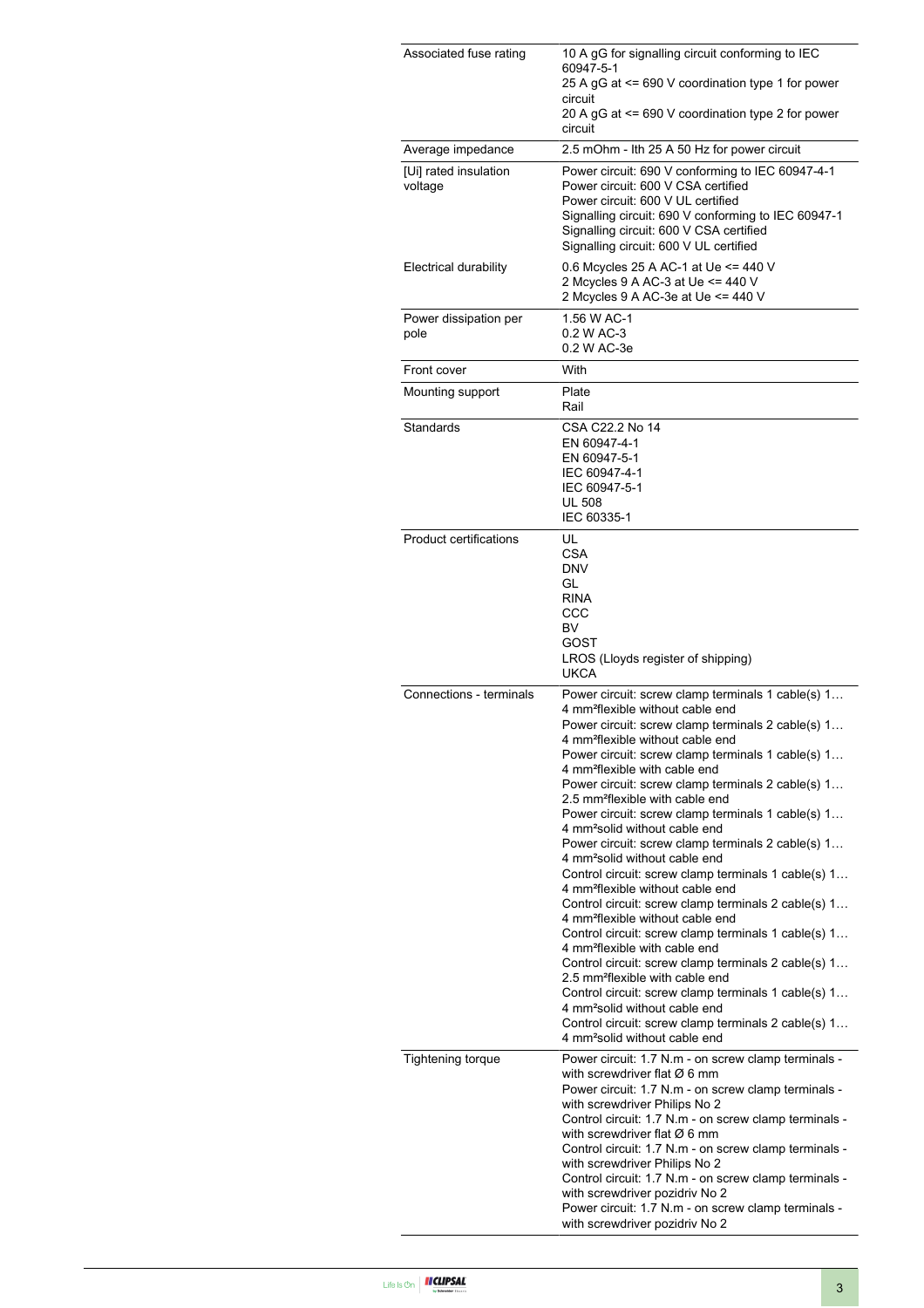| | |
|---|---|
| Associated fuse rating | 10 A gG for signalling circuit conforming to IEC 60947-5-1<br>25 A gG at <= 690 V coordination type 1 for power circuit<br>20 A gG at <= 690 V coordination type 2 for power circuit |
| Average impedance | 2.5 mOhm - Ith 25 A 50 Hz for power circuit |
| [Ui] rated insulation voltage | Power circuit: 690 V conforming to IEC 60947-4-1<br>Power circuit: 600 V CSA certified<br>Power circuit: 600 V UL certified<br>Signalling circuit: 690 V conforming to IEC 60947-1<br>Signalling circuit: 600 V CSA certified<br>Signalling circuit: 600 V UL certified |
| Electrical durability | 0.6 Mcycles 25 A AC-1 at Ue <= 440 V<br>2 Mcycles 9 A AC-3 at Ue <= 440 V<br>2 Mcycles 9 A AC-3e at Ue <= 440 V |
| Power dissipation per pole | 1.56 W AC-1<br>0.2 W AC-3<br>0.2 W AC-3e |
| Front cover | With |
| Mounting support | Plate<br>Rail |
| Standards | CSA C22.2 No 14<br>EN 60947-4-1<br>EN 60947-5-1<br>IEC 60947-4-1<br>IEC 60947-5-1<br>UL 508<br>IEC 60335-1 |
| Product certifications | UL<br>CSA<br>DNV<br>GL<br>RINA<br>CCC<br>BV<br>GOST<br>LROS (Lloyds register of shipping)<br>UKCA |
| Connections - terminals | Power circuit: screw clamp terminals 1 cable(s) 1…4 mm²flexible without cable end<br>Power circuit: screw clamp terminals 2 cable(s) 1…4 mm²flexible without cable end<br>Power circuit: screw clamp terminals 1 cable(s) 1…4 mm²flexible with cable end<br>Power circuit: screw clamp terminals 2 cable(s) 1…2.5 mm²flexible with cable end<br>Power circuit: screw clamp terminals 1 cable(s) 1…4 mm²solid without cable end<br>Power circuit: screw clamp terminals 2 cable(s) 1…4 mm²solid without cable end<br>Control circuit: screw clamp terminals 1 cable(s) 1…4 mm²flexible without cable end<br>Control circuit: screw clamp terminals 2 cable(s) 1…4 mm²flexible without cable end<br>Control circuit: screw clamp terminals 1 cable(s) 1…4 mm²flexible with cable end<br>Control circuit: screw clamp terminals 2 cable(s) 1…2.5 mm²flexible with cable end<br>Control circuit: screw clamp terminals 1 cable(s) 1…4 mm²solid without cable end<br>Control circuit: screw clamp terminals 2 cable(s) 1…4 mm²solid without cable end |
| Tightening torque | Power circuit: 1.7 N.m - on screw clamp terminals - with screwdriver flat Ø 6 mm<br>Power circuit: 1.7 N.m - on screw clamp terminals - with screwdriver Philips No 2<br>Control circuit: 1.7 N.m - on screw clamp terminals - with screwdriver flat Ø 6 mm<br>Control circuit: 1.7 N.m - on screw clamp terminals - with screwdriver Philips No 2<br>Control circuit: 1.7 N.m - on screw clamp terminals - with screwdriver pozidriv No 2<br>Power circuit: 1.7 N.m - on screw clamp terminals - with screwdriver pozidriv No 2 |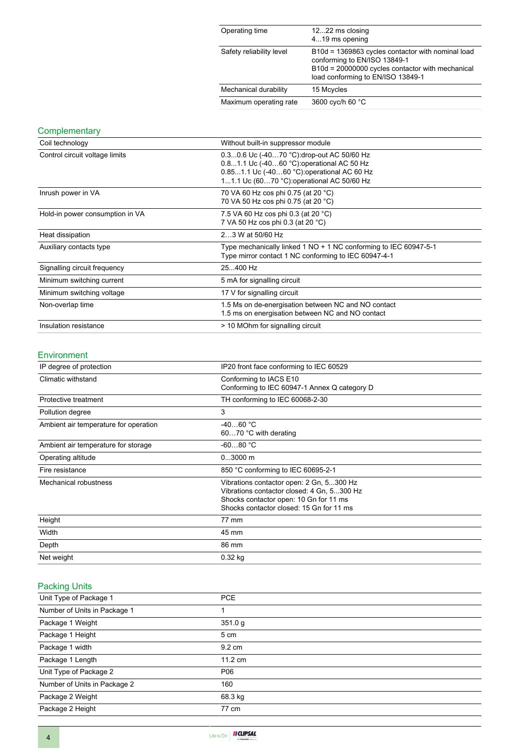| | |
|---|---|
| Operating time | 12...22 ms closing<br>4...19 ms opening |
| Safety reliability level | B10d = 1369863 cycles contactor with nominal load conforming to EN/ISO 13849-1<br>B10d = 20000000 cycles contactor with mechanical load conforming to EN/ISO 13849-1 |
| Mechanical durability | 15 Mcycles |
| Maximum operating rate | 3600 cyc/h 60 °C |

## Complementary

| | |
|---|---|
| Coil technology | Without built-in suppressor module |
| Control circuit voltage limits | 0.3...0.6 Uc (-40…70 °C):drop-out AC 50/60 Hz<br>0.8...1.1 Uc (-40…60 °C):operational AC 50 Hz<br>0.85...1.1 Uc (-40…60 °C):operational AC 60 Hz<br>1...1.1 Uc (60…70 °C):operational AC 50/60 Hz |
| Inrush power in VA | 70 VA 60 Hz cos phi 0.75 (at 20 °C)<br>70 VA 50 Hz cos phi 0.75 (at 20 °C) |
| Hold-in power consumption in VA | 7.5 VA 60 Hz cos phi 0.3 (at 20 °C)<br>7 VA 50 Hz cos phi 0.3 (at 20 °C) |
| Heat dissipation | 2…3 W at 50/60 Hz |
| Auxiliary contacts type | Type mechanically linked 1 NO + 1 NC conforming to IEC 60947-5-1<br>Type mirror contact 1 NC conforming to IEC 60947-4-1 |
| Signalling circuit frequency | 25...400 Hz |
| Minimum switching current | 5 mA for signalling circuit |
| Minimum switching voltage | 17 V for signalling circuit |
| Non-overlap time | 1.5 Ms on de-energisation between NC and NO contact<br>1.5 ms on energisation between NC and NO contact |
| Insulation resistance | > 10 MOhm for signalling circuit |

## Environment

| | |
|---|---|
| IP degree of protection | IP20 front face conforming to IEC 60529 |
| Climatic withstand | Conforming to IACS E10<br>Conforming to IEC 60947-1 Annex Q category D |
| Protective treatment | TH conforming to IEC 60068-2-30 |
| Pollution degree | 3 |
| Ambient air temperature for operation | -40…60 °C<br>60…70 °C with derating |
| Ambient air temperature for storage | -60...80 °C |
| Operating altitude | 0...3000 m |
| Fire resistance | 850 °C conforming to IEC 60695-2-1 |
| Mechanical robustness | Vibrations contactor open: 2 Gn, 5...300 Hz<br>Vibrations contactor closed: 4 Gn, 5...300 Hz<br>Shocks contactor open: 10 Gn for 11 ms<br>Shocks contactor closed: 15 Gn for 11 ms |
| Height | 77 mm |
| Width | 45 mm |
| Depth | 86 mm |
| Net weight | 0.32 kg |

## Packing Units

| | |
|---|---|
| Unit Type of Package 1 | PCE |
| Number of Units in Package 1 | 1 |
| Package 1 Weight | 351.0 g |
| Package 1 Height | 5 cm |
| Package 1 width | 9.2 cm |
| Package 1 Length | 11.2 cm |
| Unit Type of Package 2 | P06 |
| Number of Units in Package 2 | 160 |
| Package 2 Weight | 68.3 kg |
| Package 2 Height | 77 cm |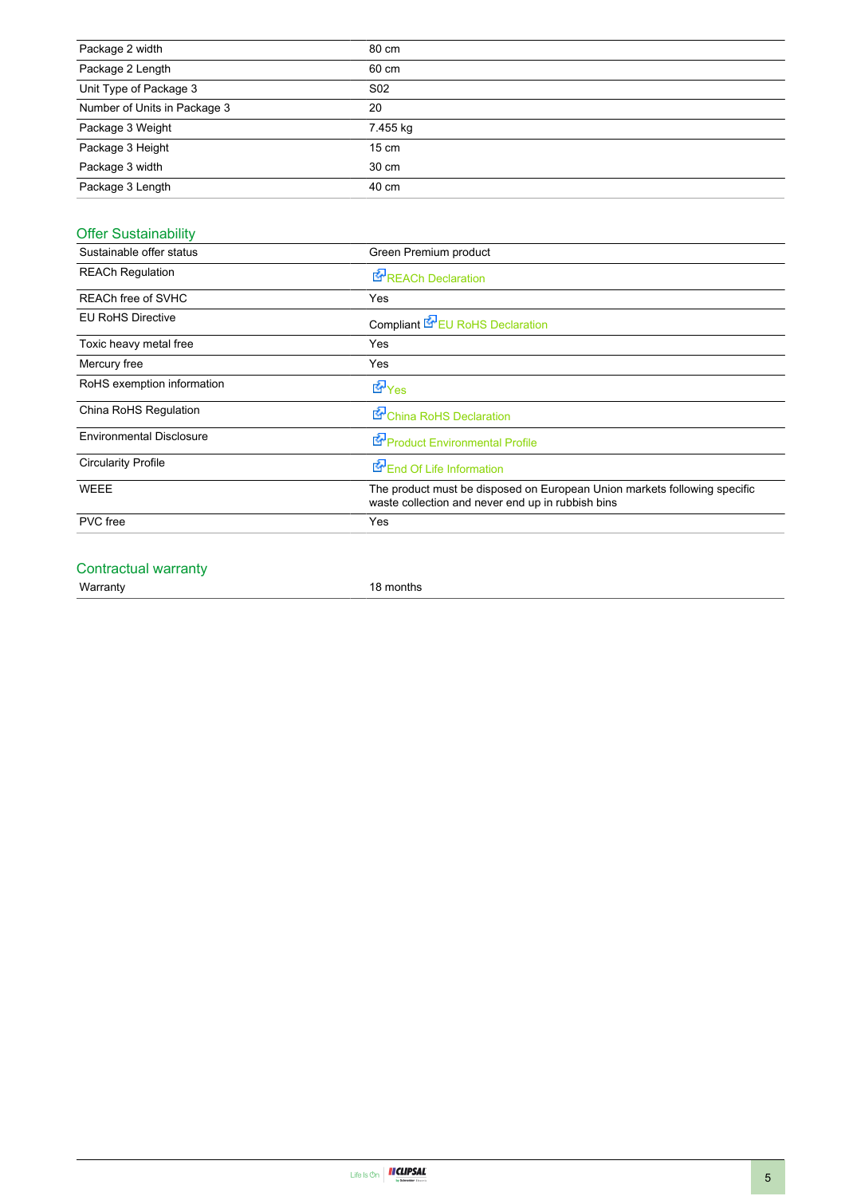| | |
|---|---|
| Package 2 width | 80 cm |
| Package 2 Length | 60 cm |
| Unit Type of Package 3 | S02 |
| Number of Units in Package 3 | 20 |
| Package 3 Weight | 7.455 kg |
| Package 3 Height | 15 cm |
| Package 3 width | 30 cm |
| Package 3 Length | 40 cm |

## Offer Sustainability

| | |
|---|---|
| Sustainable offer status | Green Premium product |
| REACh Regulation | REACh Declaration |
| REACh free of SVHC | Yes |
| EU RoHS Directive | Compliant EU RoHS Declaration |
| Toxic heavy metal free | Yes |
| Mercury free | Yes |
| RoHS exemption information | Yes |
| China RoHS Regulation | China RoHS Declaration |
| Environmental Disclosure | Product Environmental Profile |
| Circularity Profile | End Of Life Information |
| WEEE | The product must be disposed on European Union markets following specific waste collection and never end up in rubbish bins |
| PVC free | Yes |

## Contractual warranty

| | |
|---|---|
| Warranty | 18 months |